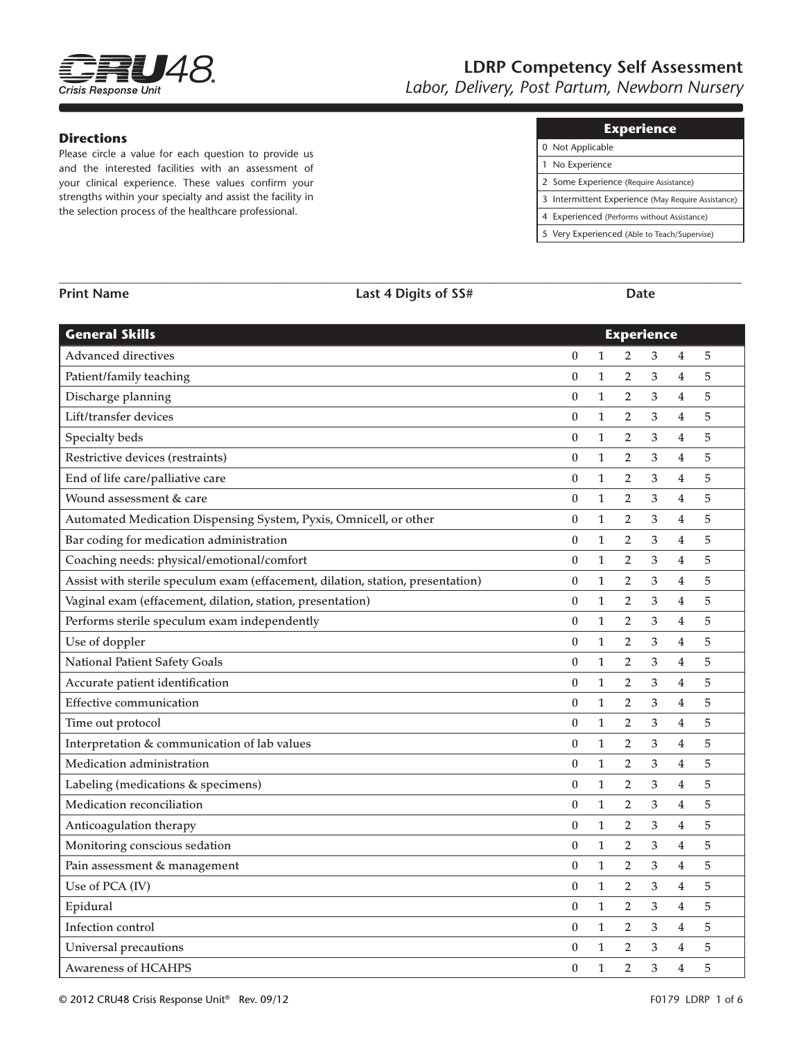CRU48 Crisis Response Unit

# LDRP Competency Self Assessment

*Labor, Delivery, Post Partum, Newborn Nursery*

### Directions

Please circle a value for each question to provide us and the interested facilities with an assessment of your clinical experience. These values confirm your strengths within your specialty and assist the facility in the selection process of the healthcare professional.

| Experience |
|---|
| 0 Not Applicable |
| 1 No Experience |
| 2 Some Experience (Require Assistance) |
| 3 Intermittent Experience (May Require Assistance) |
| 4 Experienced (Performs without Assistance) |
| 5 Very Experienced (Able to Teach/Supervise) |

**Print Name** **Last 4 Digits of SS#** **Date**

| General Skills | Experience | | | | | |
|---|---|---|---|---|---|---|
| Advanced directives | 0 | 1 | 2 | 3 | 4 | 5 |
| Patient/family teaching | 0 | 1 | 2 | 3 | 4 | 5 |
| Discharge planning | 0 | 1 | 2 | 3 | 4 | 5 |
| Lift/transfer devices | 0 | 1 | 2 | 3 | 4 | 5 |
| Specialty beds | 0 | 1 | 2 | 3 | 4 | 5 |
| Restrictive devices (restraints) | 0 | 1 | 2 | 3 | 4 | 5 |
| End of life care/palliative care | 0 | 1 | 2 | 3 | 4 | 5 |
| Wound assessment & care | 0 | 1 | 2 | 3 | 4 | 5 |
| Automated Medication Dispensing System, Pyxis, Omnicell, or other | 0 | 1 | 2 | 3 | 4 | 5 |
| Bar coding for medication administration | 0 | 1 | 2 | 3 | 4 | 5 |
| Coaching needs: physical/emotional/comfort | 0 | 1 | 2 | 3 | 4 | 5 |
| Assist with sterile speculum exam (effacement, dilation, station, presentation) | 0 | 1 | 2 | 3 | 4 | 5 |
| Vaginal exam (effacement, dilation, station, presentation) | 0 | 1 | 2 | 3 | 4 | 5 |
| Performs sterile speculum exam independently | 0 | 1 | 2 | 3 | 4 | 5 |
| Use of doppler | 0 | 1 | 2 | 3 | 4 | 5 |
| National Patient Safety Goals | 0 | 1 | 2 | 3 | 4 | 5 |
| Accurate patient identification | 0 | 1 | 2 | 3 | 4 | 5 |
| Effective communication | 0 | 1 | 2 | 3 | 4 | 5 |
| Time out protocol | 0 | 1 | 2 | 3 | 4 | 5 |
| Interpretation & communication of lab values | 0 | 1 | 2 | 3 | 4 | 5 |
| Medication administration | 0 | 1 | 2 | 3 | 4 | 5 |
| Labeling (medications & specimens) | 0 | 1 | 2 | 3 | 4 | 5 |
| Medication reconciliation | 0 | 1 | 2 | 3 | 4 | 5 |
| Anticoagulation therapy | 0 | 1 | 2 | 3 | 4 | 5 |
| Monitoring conscious sedation | 0 | 1 | 2 | 3 | 4 | 5 |
| Pain assessment & management | 0 | 1 | 2 | 3 | 4 | 5 |
| Use of PCA (IV) | 0 | 1 | 2 | 3 | 4 | 5 |
| Epidural | 0 | 1 | 2 | 3 | 4 | 5 |
| Infection control | 0 | 1 | 2 | 3 | 4 | 5 |
| Universal precautions | 0 | 1 | 2 | 3 | 4 | 5 |
| Awareness of HCAHPS | 0 | 1 | 2 | 3 | 4 | 5 |

© 2012 CRU48 Crisis Response Unit® Rev. 09/12 F0179 LDRP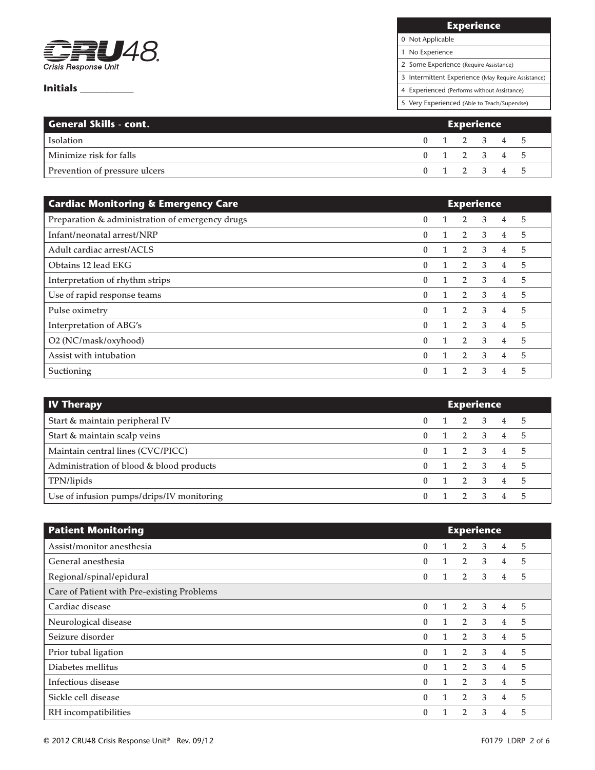**CRU48**
*Crisis Response Unit*

**Initials** ___________

| Experience |
|---|
| 0 Not Applicable |
| 1 No Experience |
| 2 Some Experience (Require Assistance) |
| 3 Intermittent Experience (May Require Assistance) |
| 4 Experienced (Performs without Assistance) |
| 5 Very Experienced (Able to Teach/Supervise) |

| General Skills - cont. | Experience | | | | | |
|---|---|---|---|---|---|---|
| Isolation | 0 | 1 | 2 | 3 | 4 | 5 |
| Minimize risk for falls | 0 | 1 | 2 | 3 | 4 | 5 |
| Prevention of pressure ulcers | 0 | 1 | 2 | 3 | 4 | 5 |

| Cardiac Monitoring & Emergency Care | Experience | | | | | |
|---|---|---|---|---|---|---|
| Preparation & administration of emergency drugs | 0 | 1 | 2 | 3 | 4 | 5 |
| Infant/neonatal arrest/NRP | 0 | 1 | 2 | 3 | 4 | 5 |
| Adult cardiac arrest/ACLS | 0 | 1 | 2 | 3 | 4 | 5 |
| Obtains 12 lead EKG | 0 | 1 | 2 | 3 | 4 | 5 |
| Interpretation of rhythm strips | 0 | 1 | 2 | 3 | 4 | 5 |
| Use of rapid response teams | 0 | 1 | 2 | 3 | 4 | 5 |
| Pulse oximetry | 0 | 1 | 2 | 3 | 4 | 5 |
| Interpretation of ABG's | 0 | 1 | 2 | 3 | 4 | 5 |
| O2 (NC/mask/oxyhood) | 0 | 1 | 2 | 3 | 4 | 5 |
| Assist with intubation | 0 | 1 | 2 | 3 | 4 | 5 |
| Suctioning | 0 | 1 | 2 | 3 | 4 | 5 |

| IV Therapy | Experience | | | | | |
|---|---|---|---|---|---|---|
| Start & maintain peripheral IV | 0 | 1 | 2 | 3 | 4 | 5 |
| Start & maintain scalp veins | 0 | 1 | 2 | 3 | 4 | 5 |
| Maintain central lines (CVC/PICC) | 0 | 1 | 2 | 3 | 4 | 5 |
| Administration of blood & blood products | 0 | 1 | 2 | 3 | 4 | 5 |
| TPN/lipids | 0 | 1 | 2 | 3 | 4 | 5 |
| Use of infusion pumps/drips/IV monitoring | 0 | 1 | 2 | 3 | 4 | 5 |

| Patient Monitoring | Experience | | | | | |
|---|---|---|---|---|---|---|
| Assist/monitor anesthesia | 0 | 1 | 2 | 3 | 4 | 5 |
| General anesthesia | 0 | 1 | 2 | 3 | 4 | 5 |
| Regional/spinal/epidural | 0 | 1 | 2 | 3 | 4 | 5 |
| Care of Patient with Pre-existing Problems | | | | | | |
| Cardiac disease | 0 | 1 | 2 | 3 | 4 | 5 |
| Neurological disease | 0 | 1 | 2 | 3 | 4 | 5 |
| Seizure disorder | 0 | 1 | 2 | 3 | 4 | 5 |
| Prior tubal ligation | 0 | 1 | 2 | 3 | 4 | 5 |
| Diabetes mellitus | 0 | 1 | 2 | 3 | 4 | 5 |
| Infectious disease | 0 | 1 | 2 | 3 | 4 | 5 |
| Sickle cell disease | 0 | 1 | 2 | 3 | 4 | 5 |
| RH incompatibilities | 0 | 1 | 2 | 3 | 4 | 5 |

© 2012 CRU48 Crisis Response Unit® Rev. 09/12 F0179 LDRP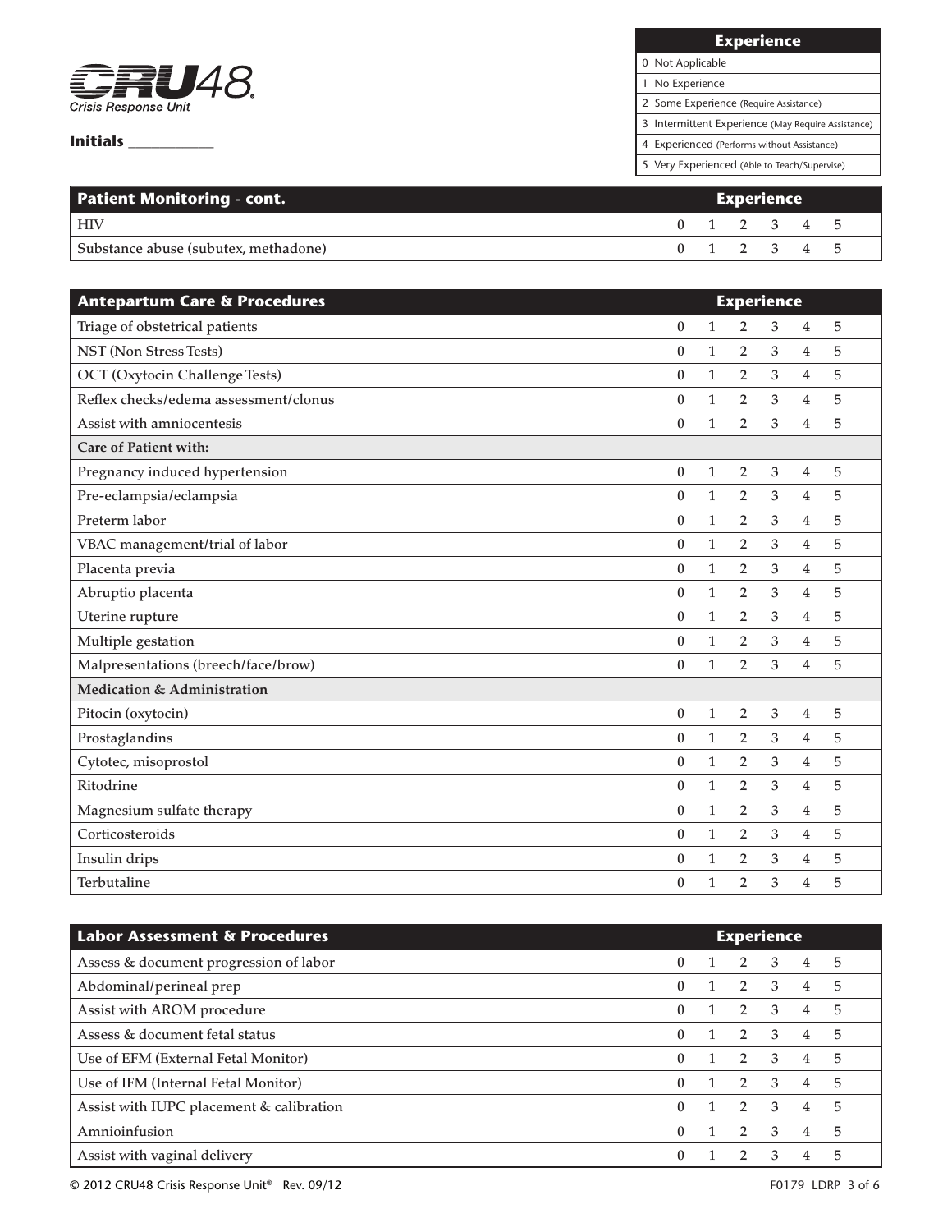**CRU48** *Crisis Response Unit*

**Initials** ____________

| Experience |
|---|
| 0 Not Applicable |
| 1 No Experience |
| 2 Some Experience (Require Assistance) |
| 3 Intermittent Experience (May Require Assistance) |
| 4 Experienced (Performs without Assistance) |
| 5 Very Experienced (Able to Teach/Supervise) |

| Patient Monitoring - cont. | Experience | | | | | |
|---|---|---|---|---|---|---|
| HIV | 0 | 1 | 2 | 3 | 4 | 5 |
| Substance abuse (subutex, methadone) | 0 | 1 | 2 | 3 | 4 | 5 |

| Antepartum Care & Procedures | Experience | | | | | |
|---|---|---|---|---|---|---|
| Triage of obstetrical patients | 0 | 1 | 2 | 3 | 4 | 5 |
| NST (Non Stress Tests) | 0 | 1 | 2 | 3 | 4 | 5 |
| OCT (Oxytocin Challenge Tests) | 0 | 1 | 2 | 3 | 4 | 5 |
| Reflex checks/edema assessment/clonus | 0 | 1 | 2 | 3 | 4 | 5 |
| Assist with amniocentesis | 0 | 1 | 2 | 3 | 4 | 5 |
| **Care of Patient with:** | | | | | | |
| Pregnancy induced hypertension | 0 | 1 | 2 | 3 | 4 | 5 |
| Pre-eclampsia/eclampsia | 0 | 1 | 2 | 3 | 4 | 5 |
| Preterm labor | 0 | 1 | 2 | 3 | 4 | 5 |
| VBAC management/trial of labor | 0 | 1 | 2 | 3 | 4 | 5 |
| Placenta previa | 0 | 1 | 2 | 3 | 4 | 5 |
| Abruptio placenta | 0 | 1 | 2 | 3 | 4 | 5 |
| Uterine rupture | 0 | 1 | 2 | 3 | 4 | 5 |
| Multiple gestation | 0 | 1 | 2 | 3 | 4 | 5 |
| Malpresentations (breech/face/brow) | 0 | 1 | 2 | 3 | 4 | 5 |
| **Medication & Administration** | | | | | | |
| Pitocin (oxytocin) | 0 | 1 | 2 | 3 | 4 | 5 |
| Prostaglandins | 0 | 1 | 2 | 3 | 4 | 5 |
| Cytotec, misoprostol | 0 | 1 | 2 | 3 | 4 | 5 |
| Ritodrine | 0 | 1 | 2 | 3 | 4 | 5 |
| Magnesium sulfate therapy | 0 | 1 | 2 | 3 | 4 | 5 |
| Corticosteroids | 0 | 1 | 2 | 3 | 4 | 5 |
| Insulin drips | 0 | 1 | 2 | 3 | 4 | 5 |
| Terbutaline | 0 | 1 | 2 | 3 | 4 | 5 |

| Labor Assessment & Procedures | Experience | | | | | |
|---|---|---|---|---|---|---|
| Assess & document progression of labor | 0 | 1 | 2 | 3 | 4 | 5 |
| Abdominal/perineal prep | 0 | 1 | 2 | 3 | 4 | 5 |
| Assist with AROM procedure | 0 | 1 | 2 | 3 | 4 | 5 |
| Assess & document fetal status | 0 | 1 | 2 | 3 | 4 | 5 |
| Use of EFM (External Fetal Monitor) | 0 | 1 | 2 | 3 | 4 | 5 |
| Use of IFM (Internal Fetal Monitor) | 0 | 1 | 2 | 3 | 4 | 5 |
| Assist with IUPC placement & calibration | 0 | 1 | 2 | 3 | 4 | 5 |
| Amnioinfusion | 0 | 1 | 2 | 3 | 4 | 5 |
| Assist with vaginal delivery | 0 | 1 | 2 | 3 | 4 | 5 |

© 2012 CRU48 Crisis Response Unit® Rev. 09/12 F0179 LDRP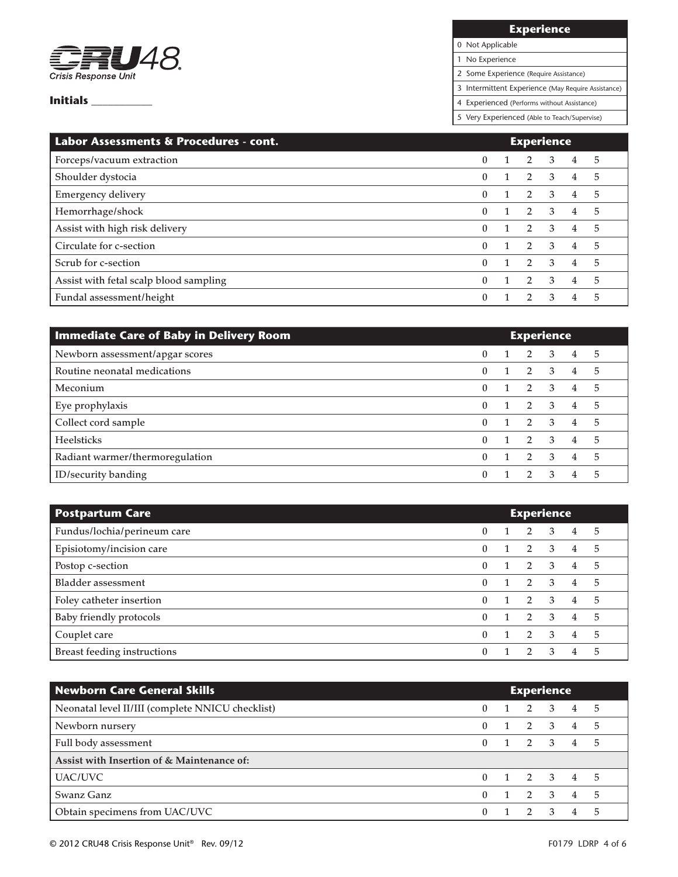**CRU48 Crisis Response Unit**

**Initials** ___________

| Experience |
|---|
| 0 Not Applicable |
| 1 No Experience |
| 2 Some Experience (Require Assistance) |
| 3 Intermittent Experience (May Require Assistance) |
| 4 Experienced (Performs without Assistance) |
| 5 Very Experienced (Able to Teach/Supervise) |

| Labor Assessments & Procedures - cont. | Experience | | | | | |
|---|---|---|---|---|---|---|
| Forceps/vacuum extraction | 0 | 1 | 2 | 3 | 4 | 5 |
| Shoulder dystocia | 0 | 1 | 2 | 3 | 4 | 5 |
| Emergency delivery | 0 | 1 | 2 | 3 | 4 | 5 |
| Hemorrhage/shock | 0 | 1 | 2 | 3 | 4 | 5 |
| Assist with high risk delivery | 0 | 1 | 2 | 3 | 4 | 5 |
| Circulate for c-section | 0 | 1 | 2 | 3 | 4 | 5 |
| Scrub for c-section | 0 | 1 | 2 | 3 | 4 | 5 |
| Assist with fetal scalp blood sampling | 0 | 1 | 2 | 3 | 4 | 5 |
| Fundal assessment/height | 0 | 1 | 2 | 3 | 4 | 5 |

| Immediate Care of Baby in Delivery Room | Experience | | | | | |
|---|---|---|---|---|---|---|
| Newborn assessment/apgar scores | 0 | 1 | 2 | 3 | 4 | 5 |
| Routine neonatal medications | 0 | 1 | 2 | 3 | 4 | 5 |
| Meconium | 0 | 1 | 2 | 3 | 4 | 5 |
| Eye prophylaxis | 0 | 1 | 2 | 3 | 4 | 5 |
| Collect cord sample | 0 | 1 | 2 | 3 | 4 | 5 |
| Heelsticks | 0 | 1 | 2 | 3 | 4 | 5 |
| Radiant warmer/thermoregulation | 0 | 1 | 2 | 3 | 4 | 5 |
| ID/security banding | 0 | 1 | 2 | 3 | 4 | 5 |

| Postpartum Care | Experience | | | | | |
|---|---|---|---|---|---|---|
| Fundus/lochia/perineum care | 0 | 1 | 2 | 3 | 4 | 5 |
| Episiotomy/incision care | 0 | 1 | 2 | 3 | 4 | 5 |
| Postop c-section | 0 | 1 | 2 | 3 | 4 | 5 |
| Bladder assessment | 0 | 1 | 2 | 3 | 4 | 5 |
| Foley catheter insertion | 0 | 1 | 2 | 3 | 4 | 5 |
| Baby friendly protocols | 0 | 1 | 2 | 3 | 4 | 5 |
| Couplet care | 0 | 1 | 2 | 3 | 4 | 5 |
| Breast feeding instructions | 0 | 1 | 2 | 3 | 4 | 5 |

| Newborn Care General Skills | Experience | | | | | |
|---|---|---|---|---|---|---|
| Neonatal level II/III (complete NNICU checklist) | 0 | 1 | 2 | 3 | 4 | 5 |
| Newborn nursery | 0 | 1 | 2 | 3 | 4 | 5 |
| Full body assessment | 0 | 1 | 2 | 3 | 4 | 5 |
| **Assist with Insertion & Maintenance of:** | | | | | | |
| UAC/UVC | 0 | 1 | 2 | 3 | 4 | 5 |
| Swanz Ganz | 0 | 1 | 2 | 3 | 4 | 5 |
| Obtain specimens from UAC/UVC | 0 | 1 | 2 | 3 | 4 | 5 |

© 2012 CRU48 Crisis Response Unit® Rev. 09/12 F0179 LDRP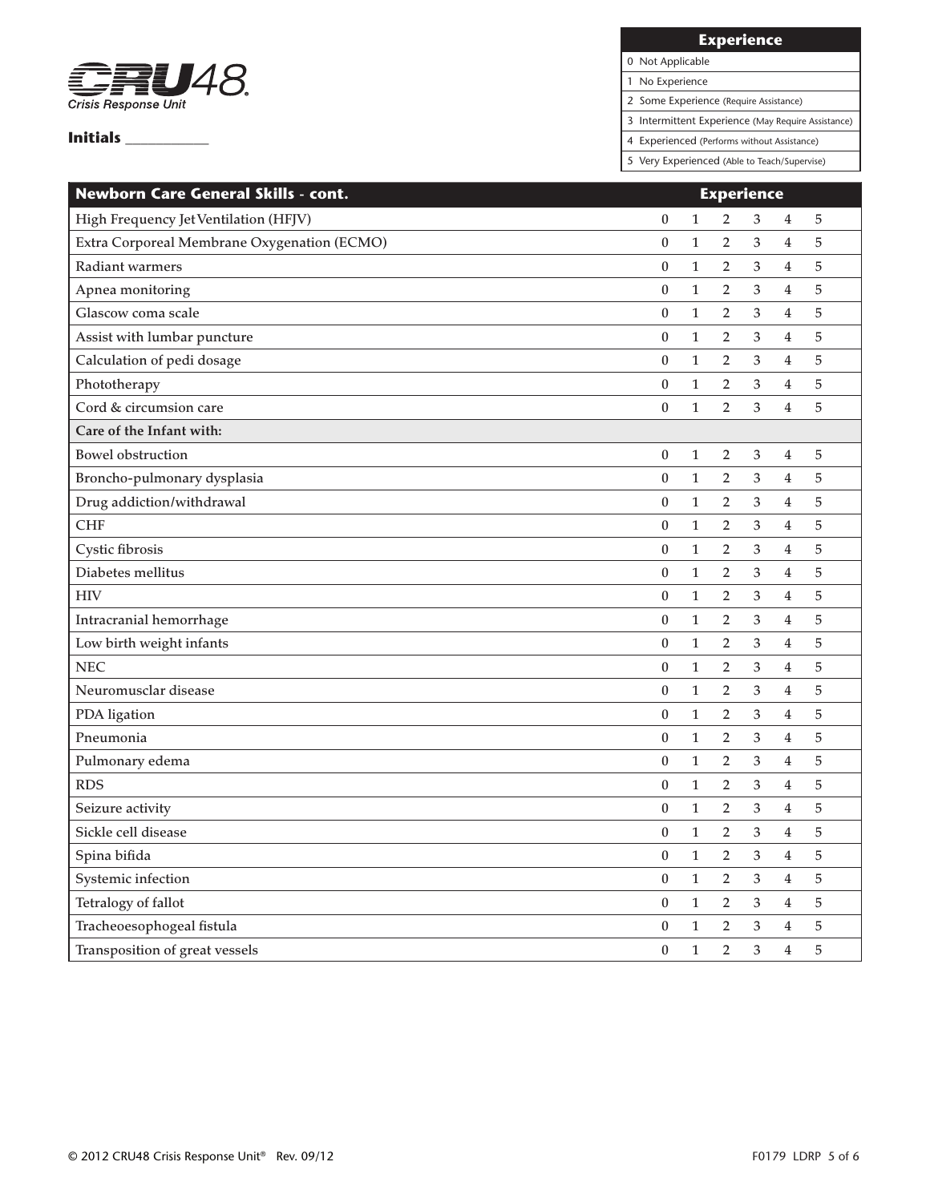**CRU48**
Crisis Response Unit

**Initials** ___________

| Experience |
| --- |
| 0 Not Applicable |
| 1 No Experience |
| 2 Some Experience (Require Assistance) |
| 3 Intermittent Experience (May Require Assistance) |
| 4 Experienced (Performs without Assistance) |
| 5 Very Experienced (Able to Teach/Supervise) |

| Newborn Care General Skills - cont. | Experience | | | | | |
| --- | --- | --- | --- | --- | --- | --- |
| High Frequency Jet Ventilation (HFJV) | 0 | 1 | 2 | 3 | 4 | 5 |
| Extra Corporeal Membrane Oxygenation (ECMO) | 0 | 1 | 2 | 3 | 4 | 5 |
| Radiant warmers | 0 | 1 | 2 | 3 | 4 | 5 |
| Apnea monitoring | 0 | 1 | 2 | 3 | 4 | 5 |
| Glascow coma scale | 0 | 1 | 2 | 3 | 4 | 5 |
| Assist with lumbar puncture | 0 | 1 | 2 | 3 | 4 | 5 |
| Calculation of pedi dosage | 0 | 1 | 2 | 3 | 4 | 5 |
| Phototherapy | 0 | 1 | 2 | 3 | 4 | 5 |
| Cord & circumsion care | 0 | 1 | 2 | 3 | 4 | 5 |
| **Care of the Infant with:** | | | | | | |
| Bowel obstruction | 0 | 1 | 2 | 3 | 4 | 5 |
| Broncho-pulmonary dysplasia | 0 | 1 | 2 | 3 | 4 | 5 |
| Drug addiction/withdrawal | 0 | 1 | 2 | 3 | 4 | 5 |
| CHF | 0 | 1 | 2 | 3 | 4 | 5 |
| Cystic fibrosis | 0 | 1 | 2 | 3 | 4 | 5 |
| Diabetes mellitus | 0 | 1 | 2 | 3 | 4 | 5 |
| HIV | 0 | 1 | 2 | 3 | 4 | 5 |
| Intracranial hemorrhage | 0 | 1 | 2 | 3 | 4 | 5 |
| Low birth weight infants | 0 | 1 | 2 | 3 | 4 | 5 |
| NEC | 0 | 1 | 2 | 3 | 4 | 5 |
| Neuromusclar disease | 0 | 1 | 2 | 3 | 4 | 5 |
| PDA ligation | 0 | 1 | 2 | 3 | 4 | 5 |
| Pneumonia | 0 | 1 | 2 | 3 | 4 | 5 |
| Pulmonary edema | 0 | 1 | 2 | 3 | 4 | 5 |
| RDS | 0 | 1 | 2 | 3 | 4 | 5 |
| Seizure activity | 0 | 1 | 2 | 3 | 4 | 5 |
| Sickle cell disease | 0 | 1 | 2 | 3 | 4 | 5 |
| Spina bifida | 0 | 1 | 2 | 3 | 4 | 5 |
| Systemic infection | 0 | 1 | 2 | 3 | 4 | 5 |
| Tetralogy of fallot | 0 | 1 | 2 | 3 | 4 | 5 |
| Tracheoesophogeal fistula | 0 | 1 | 2 | 3 | 4 | 5 |
| Transposition of great vessels | 0 | 1 | 2 | 3 | 4 | 5 |

© 2012 CRU48 Crisis Response Unit® Rev. 09/12 F0179 LDRP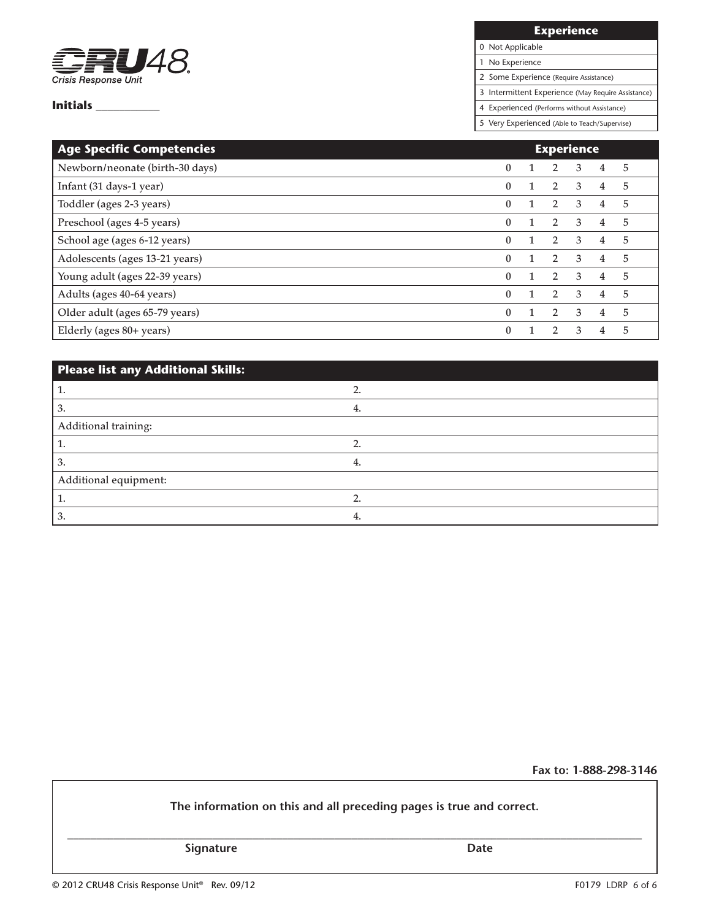CRU48. Crisis Response Unit

**Initials** ___________

| Experience |
| --- |
| 0 Not Applicable |
| 1 No Experience |
| 2 Some Experience (Require Assistance) |
| 3 Intermittent Experience (May Require Assistance) |
| 4 Experienced (Performs without Assistance) |
| 5 Very Experienced (Able to Teach/Supervise) |

| Age Specific Competencies | Experience | | | | | |
| --- | --- | --- | --- | --- | --- | --- |
| Newborn/neonate (birth-30 days) | 0 | 1 | 2 | 3 | 4 | 5 |
| Infant (31 days-1 year) | 0 | 1 | 2 | 3 | 4 | 5 |
| Toddler (ages 2-3 years) | 0 | 1 | 2 | 3 | 4 | 5 |
| Preschool (ages 4-5 years) | 0 | 1 | 2 | 3 | 4 | 5 |
| School age (ages 6-12 years) | 0 | 1 | 2 | 3 | 4 | 5 |
| Adolescents (ages 13-21 years) | 0 | 1 | 2 | 3 | 4 | 5 |
| Young adult (ages 22-39 years) | 0 | 1 | 2 | 3 | 4 | 5 |
| Adults (ages 40-64 years) | 0 | 1 | 2 | 3 | 4 | 5 |
| Older adult (ages 65-79 years) | 0 | 1 | 2 | 3 | 4 | 5 |
| Elderly (ages 80+ years) | 0 | 1 | 2 | 3 | 4 | 5 |

| Please list any Additional Skills: | |
| --- | --- |
| 1. | 2. |
| 3. | 4. |
| Additional training: | |
| 1. | 2. |
| 3. | 4. |
| Additional equipment: | |
| 1. | 2. |
| 3. | 4. |

**Fax to: 1-888-298-3146**

**The information on this and all preceding pages is true and correct.**

_______________________________________________

**Signature** **Date**

© 2012 CRU48 Crisis Response Unit® Rev. 09/12

F0179 LDRP